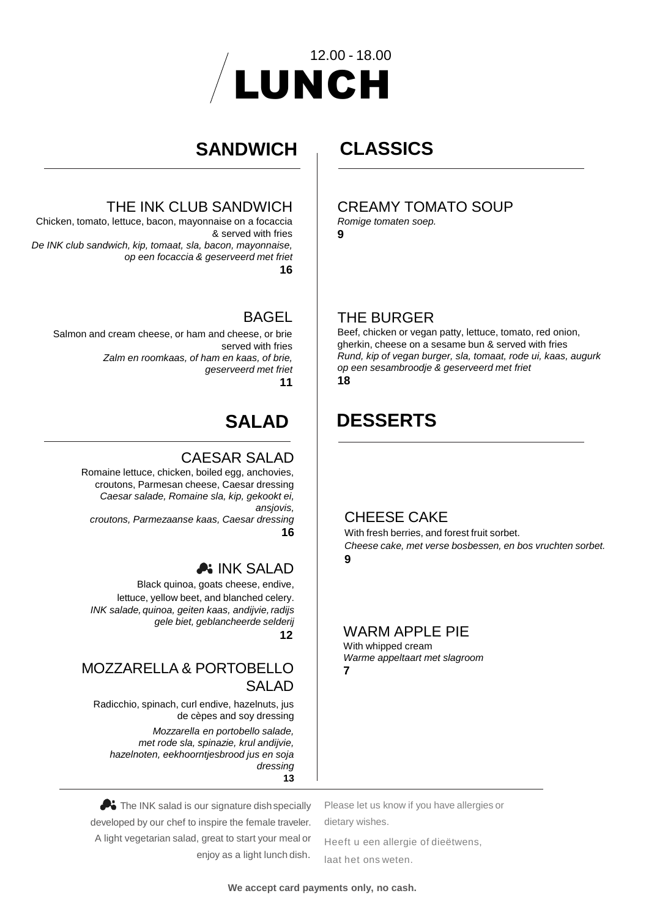12.00 - 18.00

# LUNCH

## SANDWICH

### THE INK CLUB SANDWICH

Chicken, tomato, lettuce, bacon, mayonnaise on a focaccia & served with fries
*De INK club sandwich, kip, tomaat, sla, bacon, mayonnaise, op een focaccia & geserveerd met friet*
**16**

### BAGEL

Salmon and cream cheese, or ham and cheese, or brie served with fries
*Zalm en roomkaas, of ham en kaas, of brie, geserveerd met friet*
**11**

## SALAD

### CAESAR SALAD

Romaine lettuce, chicken, boiled egg, anchovies, croutons, Parmesan cheese, Caesar dressing
*Caesar salade, Romaine sla, kip, gekookt ei, ansjovis, croutons, Parmezaanse kaas, Caesar dressing*
**16**

### INK SALAD

Black quinoa, goats cheese, endive, lettuce, yellow beet, and blanched celery.
*INK salade, quinoa, geiten kaas, andijvie, radijs gele biet, geblancheerde selderij*
**12**

### MOZZARELLA & PORTOBELLO SALAD

Radicchio, spinach, curl endive, hazelnuts, jus de cèpes and soy dressing
*Mozzarella en portobello salade, met rode sla, spinazie, krul andijvie, hazelnoten, eekhoorntjesbrood jus en soja dressing*
**13**

## CLASSICS

### CREAMY TOMATO SOUP

*Romige tomaten soep.*
**9**

### THE BURGER

Beef, chicken or vegan patty, lettuce, tomato, red onion, gherkin, cheese on a sesame bun & served with fries
*Rund, kip of vegan burger, sla, tomaat, rode ui, kaas, augurk op een sesambroodje & geserveerd met friet*
**18**

## DESSERTS

### CHEESE CAKE

With fresh berries, and forest fruit sorbet.
*Cheese cake, met verse bosbessen, en bos vruchten sorbet.*
**9**

### WARM APPLE PIE

With whipped cream
*Warme appeltaart met slagroom*
**7**

---

The INK salad is our signature dish specially developed by our chef to inspire the female traveler. A light vegetarian salad, great to start your meal or enjoy as a light lunch dish.

Please let us know if you have allergies or dietary wishes.

Heeft u een allergie of dieëtwens, laat het ons weten.

**We accept card payments only, no cash.**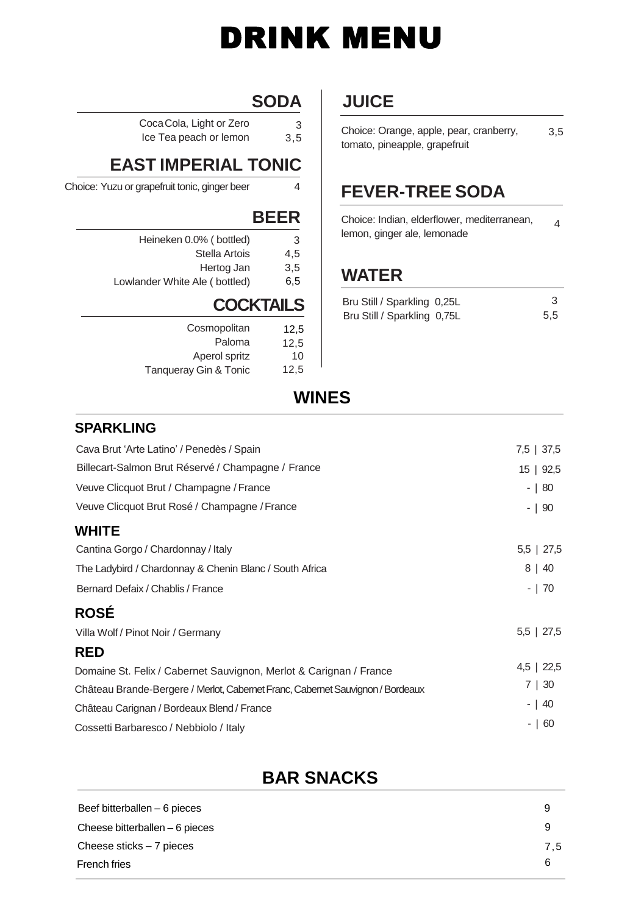# DRINK MENU

## SODA

| | |
|---|---|
| Coca Cola, Light or Zero | 3 |
| Ice Tea peach or lemon | 3,5 |

## EAST IMPERIAL TONIC

| | |
|---|---|
| Choice: Yuzu or grapefruit tonic, ginger beer | 4 |

## BEER

| | |
|---|---|
| Heineken 0.0% ( bottled) | 3 |
| Stella Artois | 4,5 |
| Hertog Jan | 3,5 |
| Lowlander White Ale ( bottled) | 6,5 |

## COCKTAILS

| | |
|---|---|
| Cosmopolitan | 12,5 |
| Paloma | 12,5 |
| Aperol spritz | 10 |
| Tanqueray Gin & Tonic | 12,5 |

## JUICE

| | |
|---|---|
| Choice: Orange, apple, pear, cranberry, tomato, pineapple, grapefruit | 3,5 |

## FEVER-TREE SODA

| | |
|---|---|
| Choice: Indian, elderflower, mediterranean, lemon, ginger ale, lemonade | 4 |

## WATER

| | |
|---|---|
| Bru Still / Sparkling 0,25L | 3 |
| Bru Still / Sparkling 0,75L | 5,5 |

## WINES

### SPARKLING

| | |
|---|---|
| Cava Brut 'Arte Latino' / Penedès / Spain | 7,5 \| 37,5 |
| Billecart-Salmon Brut Réservé / Champagne / France | 15 \| 92,5 |
| Veuve Clicquot Brut / Champagne / France | - \| 80 |
| Veuve Clicquot Brut Rosé / Champagne / France | - \| 90 |

### WHITE

| | |
|---|---|
| Cantina Gorgo / Chardonnay / Italy | 5,5 \| 27,5 |
| The Ladybird / Chardonnay & Chenin Blanc / South Africa | 8 \| 40 |
| Bernard Defaix / Chablis / France | - \| 70 |

### ROSÉ

| | |
|---|---|
| Villa Wolf / Pinot Noir / Germany | 5,5 \| 27,5 |

### RED

| | |
|---|---|
| Domaine St. Felix / Cabernet Sauvignon, Merlot & Carignan / France | 4,5 \| 22,5 |
| Château Brande-Bergere / Merlot, Cabernet Franc, Cabernet Sauvignon / Bordeaux | 7 \| 30 |
| Château Carignan / Bordeaux Blend / France | - \| 40 |
| Cossetti Barbaresco / Nebbiolo / Italy | - \| 60 |

## BAR SNACKS

| | |
|---|---|
| Beef bitterballen – 6 pieces | 9 |
| Cheese bitterballen – 6 pieces | 9 |
| Cheese sticks – 7 pieces | 7,5 |
| French fries | 6 |